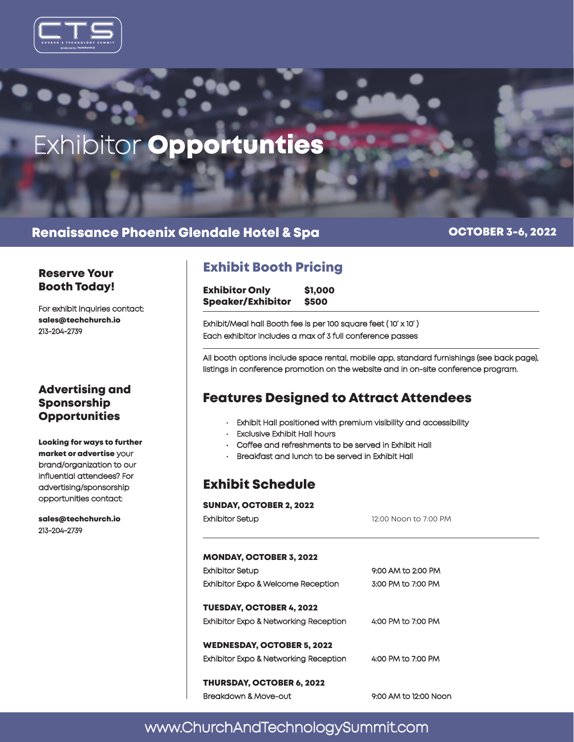CTS
CHURCH & TECHNOLOGY SUMMIT
produced by TechChurch.io

# Exhibitor **Opportunties**

**Renaissance Phoenix Glendale Hotel & Spa** — **OCTOBER 3-6, 2022**

## Reserve Your Booth Today!

For exhibit inquiries contact:
**sales@techchurch.io**
213-204-2739

## Advertising and Sponsorship Opportunities

**Looking for ways to further market or advertise** your brand/organization to our influential attendees? For advertising/sponsorship opportunities contact:

**sales@techchurch.io**
213-204-2739

## Exhibit Booth Pricing

| | |
|---|---|
| **Exhibitor Only** | **$1,000** |
| **Speaker/Exhibitor** | **$500** |

Exhibit/Meal hall Booth fee is per 100 square feet ( 10' x 10' )
Each exhibitor includes a max of 3 full conference passes

All booth options include space rental, mobile app, standard furnishings (see back page), listings in conference promotion on the website and in on-site conference program.

## Features Designed to Attract Attendees

- Exhibit Hall positioned with premium visibility and accessibility
- Exclusive Exhibit Hall hours
- Coffee and refreshments to be served in Exhibit Hall
- Breakfast and lunch to be served in Exhibit Hall

## Exhibit Schedule

**SUNDAY, OCTOBER 2, 2022**

| | |
|---|---|
| Exhibitor Setup | 12:00 Noon to 7:00 PM |

**MONDAY, OCTOBER 3, 2022**

| | |
|---|---|
| Exhibitor Setup | 9:00 AM to 2:00 PM |
| Exhibitor Expo & Welcome Reception | 3:00 PM to 7:00 PM |

**TUESDAY, OCTOBER 4, 2022**

| | |
|---|---|
| Exhibitor Expo & Networking Reception | 4:00 PM to 7:00 PM |

**WEDNESDAY, OCTOBER 5, 2022**

| | |
|---|---|
| Exhibitor Expo & Networking Reception | 4:00 PM to 7:00 PM |

**THURSDAY, OCTOBER 6, 2022**

| | |
|---|---|
| Breakdown & Move-out | 9:00 AM to 12:00 Noon |

www.ChurchAndTechnologySummit.com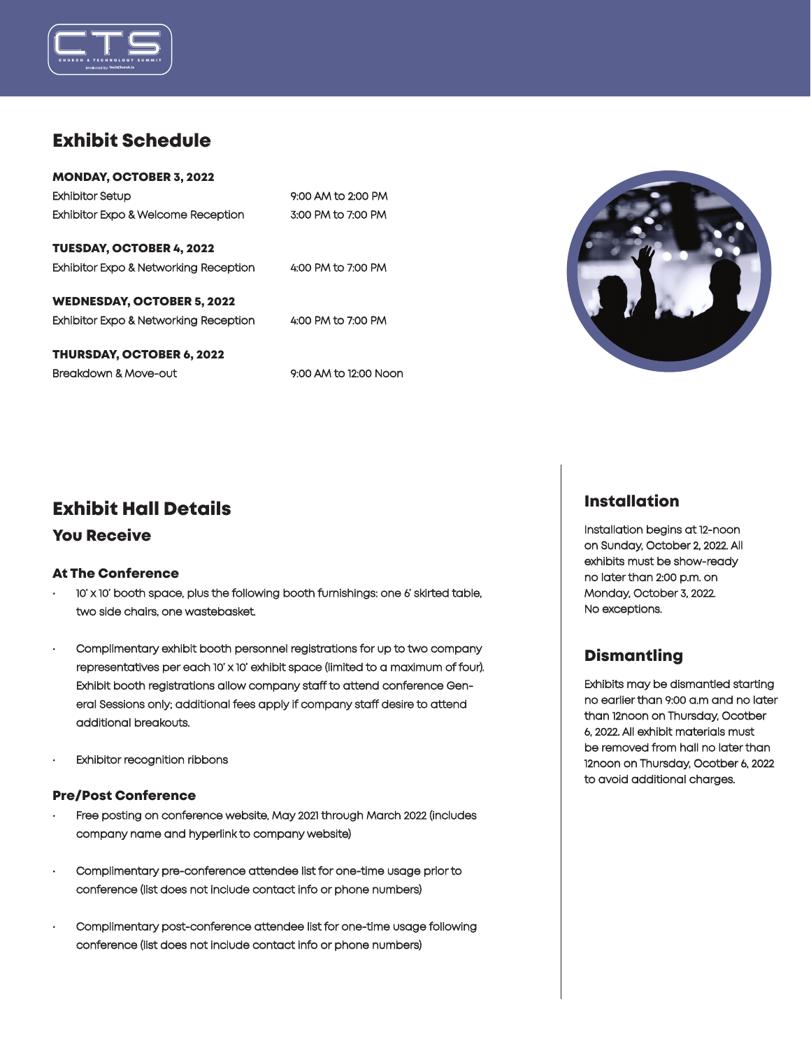## Exhibit Schedule

**MONDAY, OCTOBER 3, 2022**

| | |
|---|---|
| Exhibitor Setup | 9:00 AM to 2:00 PM |
| Exhibitor Expo & Welcome Reception | 3:00 PM to 7:00 PM |

**TUESDAY, OCTOBER 4, 2022**

| | |
|---|---|
| Exhibitor Expo & Networking Reception | 4:00 PM to 7:00 PM |

**WEDNESDAY, OCTOBER 5, 2022**

| | |
|---|---|
| Exhibitor Expo & Networking Reception | 4:00 PM to 7:00 PM |

**THURSDAY, OCTOBER 6, 2022**

| | |
|---|---|
| Breakdown & Move-out | 9:00 AM to 12:00 Noon |

## Exhibit Hall Details

### You Receive

#### At The Conference

- 10' x 10' booth space, plus the following booth furnishings: one 6' skirted table, two side chairs, one wastebasket.
- Complimentary exhibit booth personnel registrations for up to two company representatives per each 10' x 10' exhibit space (limited to a maximum of four). Exhibit booth registrations allow company staff to attend conference General Sessions only; additional fees apply if company staff desire to attend additional breakouts.
- Exhibitor recognition ribbons

#### Pre/Post Conference

- Free posting on conference website, May 2021 through March 2022 (includes company name and hyperlink to company website)
- Complimentary pre-conference attendee list for one-time usage prior to conference (list does not include contact info or phone numbers)
- Complimentary post-conference attendee list for one-time usage following conference (list does not include contact info or phone numbers)

## Installation

Installation begins at 12-noon on Sunday, October 2, 2022. All exhibits must be show-ready no later than 2:00 p.m. on Monday, October 3, 2022. No exceptions.

## Dismantling

Exhibits may be dismantled starting no earlier than 9:00 a.m and no later than 12noon on Thursday, Ocotber 6, 2022. All exhibit materials must be removed from hall no later than 12noon on Thursday, Ocotber 6, 2022 to avoid additional charges.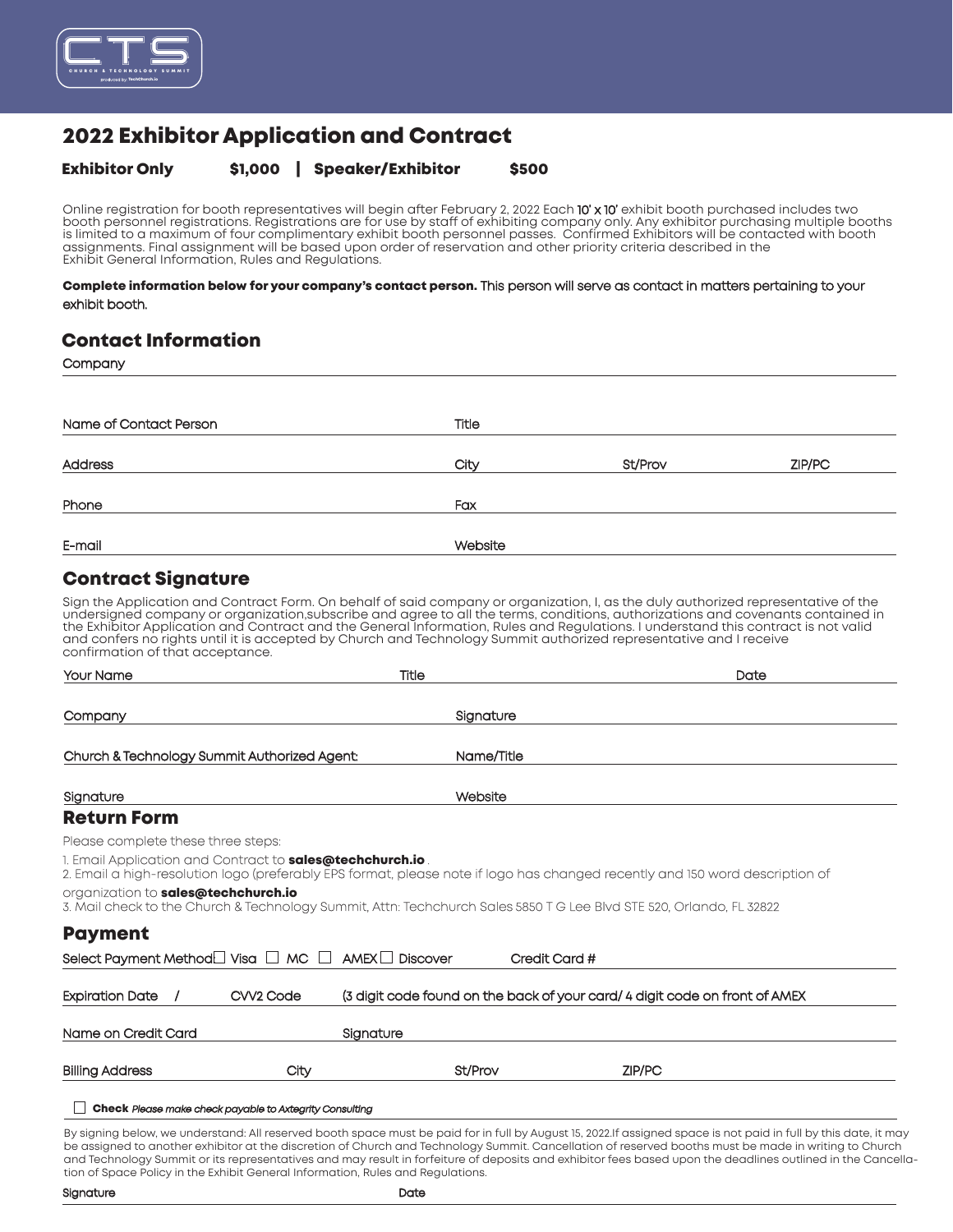# 2022 Exhibitor Application and Contract

**Exhibitor Only $1,000 | Speaker/Exhibitor $500**

Online registration for booth representatives will begin after February 2, 2022 Each 10' x 10' exhibit booth purchased includes two booth personnel registrations. Registrations are for use by staff of exhibiting company only. Any exhibitor purchasing multiple booths is limited to a maximum of four complimentary exhibit booth personnel passes. Confirmed Exhibitors will be contacted with booth assignments. Final assignment will be based upon order of reservation and other priority criteria described in the Exhibit General Information, Rules and Regulations.

**Complete information below for your company's contact person.** This person will serve as contact in matters pertaining to your exhibit booth.

## Contact Information

Company

Name of Contact Person Title

Address City St/Prov ZIP/PC

Phone Fax

E-mail Website

## Contract Signature

Sign the Application and Contract Form. On behalf of said company or organization, I, as the duly authorized representative of the undersigned company or organization,subscribe and agree to all the terms, conditions, authorizations and covenants contained in the Exhibitor Application and Contract and the General Information, Rules and Regulations. I understand this contract is not valid and confers no rights until it is accepted by Church and Technology Summit authorized representative and I receive confirmation of that acceptance.

Your Name Title Date

Company Signature

Church & Technology Summit Authorized Agent: Name/Title

Signature Website

## Return Form

Please complete these three steps:

1. Email Application and Contract to **sales@techchurch.io** .
2. Email a high-resolution logo (preferably EPS format, please note if logo has changed recently and 150 word description of organization to **sales@techchurch.io**
3. Mail check to the Church & Technology Summit, Attn: Techchurch Sales 5850 T G Lee Blvd STE 520, Orlando, FL 32822

## Payment

Select Payment Method ☐ Visa ☐ MC ☐ AMEX ☐ Discover Credit Card #

Expiration Date / CVV2 Code (3 digit code found on the back of your card/ 4 digit code on front of AMEX

Name on Credit Card Signature

Billing Address City St/Prov ZIP/PC

☐ **Check** *Please make check payable to Axtegrity Consulting*

By signing below, we understand: All reserved booth space must be paid for in full by August 15, 2022.If assigned space is not paid in full by this date, it may be assigned to another exhibitor at the discretion of Church and Technology Summit. Cancellation of reserved booths must be made in writing to Church and Technology Summit or its representatives and may result in forfeiture of deposits and exhibitor fees based upon the deadlines outlined in the Cancellation of Space Policy in the Exhibit General Information, Rules and Regulations.

Signature Date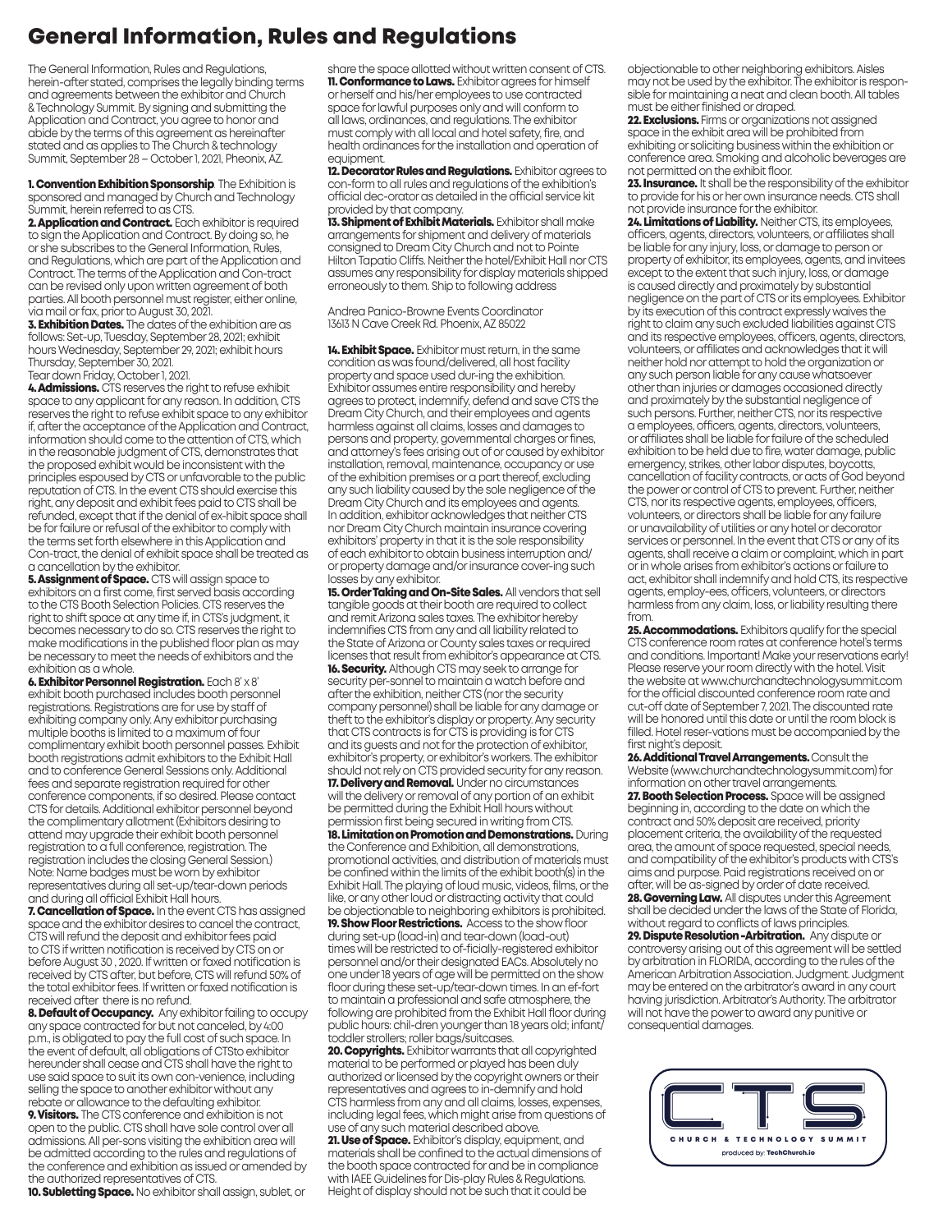# General Information, Rules and Regulations

The General Information, Rules and Regulations, herein-after stated, comprises the legally binding terms and agreements between the exhibitor and Church & Technology Summit. By signing and submitting the Application and Contract, you agree to honor and abide by the terms of this agreement as hereinafter stated and as applies to The Church & technology Summit, September 28 – October 1, 2021, Pheonix, AZ.

**1. Convention Exhibition Sponsorship**. The Exhibition is sponsored and managed by Church and Technology Summit, herein referred to as CTS.

**2. Application and Contract.** Each exhibitor is required to sign the Application and Contract. By doing so, he or she subscribes to the General Information, Rules, and Regulations, which are part of the Application and Contract. The terms of the Application and Con-tract can be revised only upon written agreement of both parties. All booth personnel must register, either online, via mail or fax, prior to August 30, 2021.

**3. Exhibition Dates.** The dates of the exhibition are as follows: Set-up, Tuesday, September 28, 2021; exhibit hours Wednesday, September 29, 2021; exhibit hours Thursday, September 30, 2021.
Tear down Friday, October 1, 2021.

**4. Admissions.** CTS reserves the right to refuse exhibit space to any applicant for any reason. In addition, CTS reserves the right to refuse exhibit space to any exhibitor if, after the acceptance of the Application and Contract, information should come to the attention of CTS, which in the reasonable judgment of CTS, demonstrates that the proposed exhibit would be inconsistent with the principles espoused by CTS or unfavorable to the public reputation of CTS. In the event CTS should exercise this right, any deposit and exhibit fees paid to CTS shall be refunded, except that if the denial of ex-hibit space shall be for failure or refusal of the exhibitor to comply with the terms set forth elsewhere in this Application and Con-tract, the denial of exhibit space shall be treated as a cancellation by the exhibitor.

**5. Assignment of Space.** CTS will assign space to exhibitors on a first come, first served basis according to the CTS Booth Selection Policies. CTS reserves the right to shift space at any time if, in CTS's judgment, it becomes necessary to do so. CTS reserves the right to make modifications in the published floor plan as may be necessary to meet the needs of exhibitors and the exhibition as a whole.

**6. Exhibitor Personnel Registration.** Each 8' x 8' exhibit booth purchased includes booth personnel registrations. Registrations are for use by staff of exhibiting company only. Any exhibitor purchasing multiple booths is limited to a maximum of four complimentary exhibit booth personnel passes. Exhibit booth registrations admit exhibitors to the Exhibit Hall and to conference General Sessions only. Additional fees and separate registration required for other conference components, if so desired. Please contact CTS for details. Additional exhibitor personnel beyond the complimentary allotment (Exhibitors desiring to attend may upgrade their exhibit booth personnel registration to a full conference, registration. The registration includes the closing General Session.) Note: Name badges must be worn by exhibitor representatives during all set-up/tear-down periods and during all official Exhibit Hall hours.

**7. Cancellation of Space.** In the event CTS has assigned space and the exhibitor desires to cancel the contract, CTS will refund the deposit and exhibitor fees paid to CTS if written notification is received by CTS on or before August 30 , 2020. If written or faxed notification is received by CTS after, but before, CTS will refund 50% of the total exhibitor fees. If written or faxed notification is received after there is no refund.

**8. Default of Occupancy.** Any exhibitor failing to occupy any space contracted for but not canceled, by 4:00 p.m., is obligated to pay the full cost of such space. In the event of default, all obligations of CTSto exhibitor hereunder shall cease and CTS shall have the right to use said space to suit its own con-venience, including selling the space to another exhibitor without any rebate or allowance to the defaulting exhibitor.

**9. Visitors.** The CTS conference and exhibition is not open to the public. CTS shall have sole control over all admissions. All per-sons visiting the exhibition area will be admitted according to the rules and regulations of the conference and exhibition as issued or amended by the authorized representatives of CTS.

**10. Subletting Space.** No exhibitor shall assign, sublet, or share the space allotted without written consent of CTS.

**11. Conformance to Laws.** Exhibitor agrees for himself or herself and his/her employees to use contracted space for lawful purposes only and will conform to all laws, ordinances, and regulations. The exhibitor must comply with all local and hotel safety, fire, and health ordinances for the installation and operation of equipment.

**12. Decorator Rules and Regulations.** Exhibitor agrees to con-form to all rules and regulations of the exhibition's official dec-orator as detailed in the official service kit provided by that company.

**13. Shipment of Exhibit Materials.** Exhibitor shall make arrangements for shipment and delivery of materials consigned to Dream City Church and not to Pointe Hilton Tapatio Cliffs. Neither the hotel/Exhibit Hall nor CTS assumes any responsibility for display materials shipped erroneously to them. Ship to following address

Andrea Panico-Browne Events Coordinator
13613 N Cave Creek Rd. Phoenix, AZ 85022

**14. Exhibit Space.** Exhibitor must return, in the same condition as was found/delivered, all host facility property and space used dur-ing the exhibition. Exhibitor assumes entire responsibility and hereby agrees to protect, indemnify, defend and save CTS the Dream City Church, and their employees and agents harmless against all claims, losses and damages to persons and property, governmental charges or fines, and attorney's fees arising out of or caused by exhibitor installation, removal, maintenance, occupancy or use of the exhibition premises or a part thereof, excluding any such liability caused by the sole negligence of the Dream City Church and its employees and agents. In addition, exhibitor acknowledges that neither CTS nor Dream City Church maintain insurance covering exhibitors' property in that it is the sole responsibility of each exhibitor to obtain business interruption and/ or property damage and/or insurance cover-ing such losses by any exhibitor.

**15. Order Taking and On-Site Sales.** All vendors that sell tangible goods at their booth are required to collect and remit Arizona sales taxes. The exhibitor hereby indemnifies CTS from any and all liability related to the State of Arizona or County sales taxes or required licenses that result from exhibitor's appearance at CTS.

**16. Security.** Although CTS may seek to arrange for security per-sonnel to maintain a watch before and after the exhibition, neither CTS (nor the security company personnel) shall be liable for any damage or theft to the exhibitor's display or property. Any security that CTS contracts is for CTS is providing is for CTS and its guests and not for the protection of exhibitor, exhibitor's property, or exhibitor's workers. The exhibitor should not rely on CTS provided security for any reason.

**17. Delivery and Removal.** Under no circumstances will the delivery or removal of any portion of an exhibit be permitted during the Exhibit Hall hours without permission first being secured in writing from CTS.

**18. Limitation on Promotion and Demonstrations.** During the Conference and Exhibition, all demonstrations, promotional activities, and distribution of materials must be confined within the limits of the exhibit booth(s) in the Exhibit Hall. The playing of loud music, videos, films, or the like, or any other loud or distracting activity that could be objectionable to neighboring exhibitors is prohibited.

**19. Show Floor Restrictions.** Access to the show floor during set-up (load-in) and tear-down (load-out) times will be restricted to of-ficially-registered exhibitor personnel and/or their designated EACs. Absolutely no one under 18 years of age will be permitted on the show floor during these set-up/tear-down times. In an ef-fort to maintain a professional and safe atmosphere, the following are prohibited from the Exhibit Hall floor during public hours: chil-dren younger than 18 years old; infant/ toddler strollers; roller bags/suitcases.

**20. Copyrights.** Exhibitor warrants that all copyrighted material to be performed or played has been duly authorized or licensed by the copyright owners or their representatives and agrees to in-demnify and hold CTS harmless from any and all claims, losses, expenses, including legal fees, which might arise from questions of use of any such material described above.

**21. Use of Space.** Exhibitor's display, equipment, and materials shall be confined to the actual dimensions of the booth space contracted for and be in compliance with IAEE Guidelines for Dis-play Rules & Regulations. Height of display should not be such that it could be objectionable to other neighboring exhibitors. Aisles may not be used by the exhibitor. The exhibitor is respon-sible for maintaining a neat and clean booth. All tables must be either finished or draped.

**22. Exclusions.** Firms or organizations not assigned space in the exhibit area will be prohibited from exhibiting or soliciting business within the exhibition or conference area. Smoking and alcoholic beverages are not permitted on the exhibit floor.

**23. Insurance.** It shall be the responsibility of the exhibitor to provide for his or her own insurance needs. CTS shall not provide insurance for the exhibitor.

**24. Limitations of Liability.** Neither CTS, its employees, officers, agents, directors, volunteers, or affiliates shall be liable for any injury, loss, or damage to person or property of exhibitor, its employees, agents, and invitees except to the extent that such injury, loss, or damage is caused directly and proximately by substantial negligence on the part of CTS or its employees. Exhibitor by its execution of this contract expressly waives the right to claim any such excluded liabilities against CTS and its respective employees, officers, agents, directors, volunteers, or affiliates and acknowledges that it will neither hold nor attempt to hold the organization or any such person liable for any cause whatsoever other than injuries or damages occasioned directly and proximately by the substantial negligence of such persons. Further, neither CTS, nor its respective a employees, officers, agents, directors, volunteers, or affiliates shall be liable for failure of the scheduled exhibition to be held due to fire, water damage, public emergency, strikes, other labor disputes, boycotts, cancellation of facility contracts, or acts of God beyond the power or control of CTS to prevent. Further, neither CTS, nor its respective agents, employees, officers, volunteers, or directors shall be liable for any failure or unavailability of utilities or any hotel or decorator services or personnel. In the event that CTS or any of its agents, shall receive a claim or complaint, which in part or in whole arises from exhibitor's actions or failure to act, exhibitor shall indemnify and hold CTS, its respective agents, employ-ees, officers, volunteers, or directors harmless from any claim, loss, or liability resulting there from.

**25. Accommodations.** Exhibitors qualify for the special CTS conference room rates at conference hotel's terms and conditions. Important! Make your reservations early! Please reserve your room directly with the hotel. Visit the website at www.churchandtechnologysummit.com for the official discounted conference room rate and cut-off date of September 7, 2021. The discounted rate will be honored until this date or until the room block is filled. Hotel reser-vations must be accompanied by the first night's deposit.

**26. Additional Travel Arrangements.** Consult the Website (www.churchandtechnologysummit.com) for information on other travel arrangements.

**27. Booth Selection Process.** Space will be assigned beginning in, according to the date on which the contract and 50% deposit are received, priority placement criteria, the availability of the requested area, the amount of space requested, special needs, and compatibility of the exhibitor's products with CTS's aims and purpose. Paid registrations received on or after, will be as-signed by order of date received.

**28. Governing Law.** All disputes under this Agreement shall be decided under the laws of the State of Florida, without regard to conflicts of laws principles.

**29. Dispute Resolution - Arbitration.** Any dispute or controversy arising out of this agreement will be settled by arbitration in FLORIDA, according to the rules of the American Arbitration Association. Judgment. Judgment may be entered on the arbitrator's award in any court having jurisdiction. Arbitrator's Authority. The arbitrator will not have the power to award any punitive or consequential damages.

CTS
CHURCH & TECHNOLOGY SUMMIT
produced by: TechChurch.io